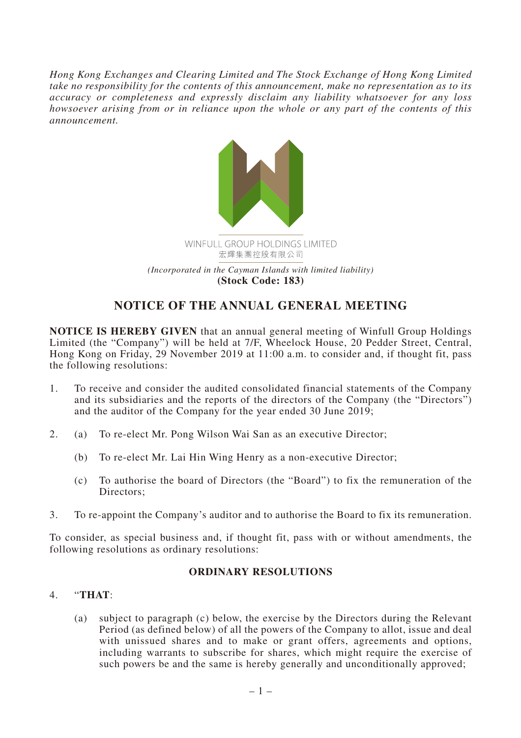*Hong Kong Exchanges and Clearing Limited and The Stock Exchange of Hong Kong Limited take no responsibility for the contents of this announcement, make no representation as to its accuracy or completeness and expressly disclaim any liability whatsoever for any loss howsoever arising from or in reliance upon the whole or any part of the contents of this announcement.*

WINFULL GROUP HOLDINGS LIMITED
宏輝集團控股有限公司

*(Incorporated in the Cayman Islands with limited liability)*
**(Stock Code: 183)**

# NOTICE OF THE ANNUAL GENERAL MEETING

**NOTICE IS HEREBY GIVEN** that an annual general meeting of Winfull Group Holdings Limited (the "Company") will be held at 7/F, Wheelock House, 20 Pedder Street, Central, Hong Kong on Friday, 29 November 2019 at 11:00 a.m. to consider and, if thought fit, pass the following resolutions:

1. To receive and consider the audited consolidated financial statements of the Company and its subsidiaries and the reports of the directors of the Company (the "Directors") and the auditor of the Company for the year ended 30 June 2019;

2. (a) To re-elect Mr. Pong Wilson Wai San as an executive Director;

   (b) To re-elect Mr. Lai Hin Wing Henry as a non-executive Director;

   (c) To authorise the board of Directors (the "Board") to fix the remuneration of the Directors;

3. To re-appoint the Company's auditor and to authorise the Board to fix its remuneration.

To consider, as special business and, if thought fit, pass with or without amendments, the following resolutions as ordinary resolutions:

## ORDINARY RESOLUTIONS

4. "**THAT**:

   (a) subject to paragraph (c) below, the exercise by the Directors during the Relevant Period (as defined below) of all the powers of the Company to allot, issue and deal with unissued shares and to make or grant offers, agreements and options, including warrants to subscribe for shares, which might require the exercise of such powers be and the same is hereby generally and unconditionally approved;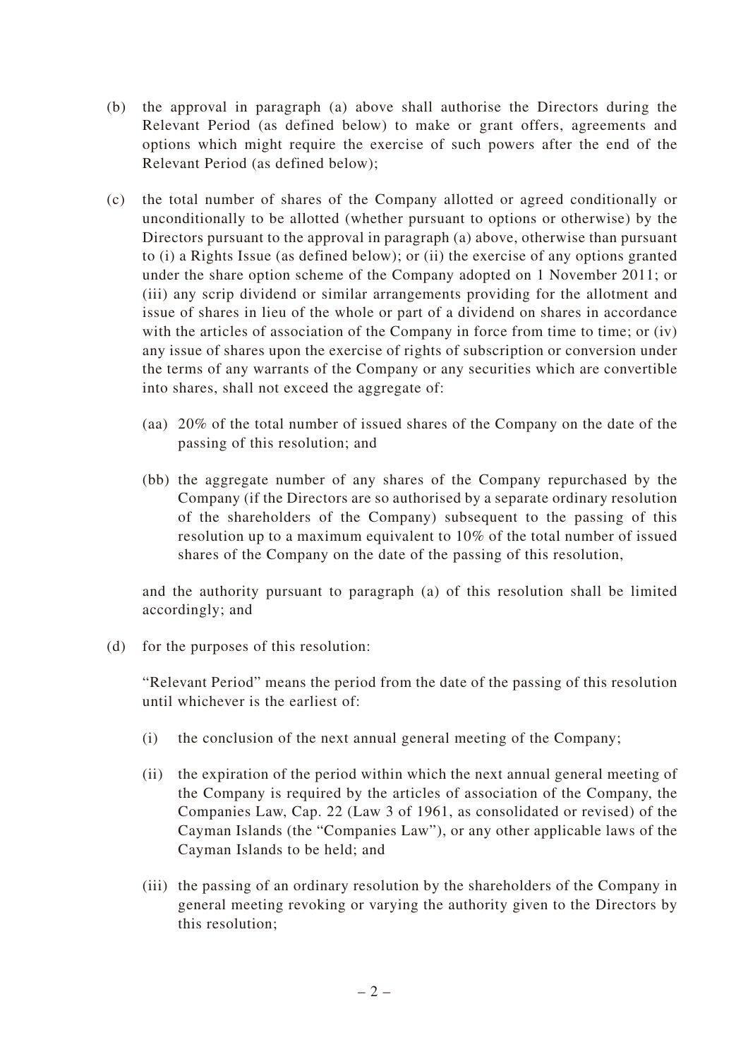(b) the approval in paragraph (a) above shall authorise the Directors during the Relevant Period (as defined below) to make or grant offers, agreements and options which might require the exercise of such powers after the end of the Relevant Period (as defined below);

(c) the total number of shares of the Company allotted or agreed conditionally or unconditionally to be allotted (whether pursuant to options or otherwise) by the Directors pursuant to the approval in paragraph (a) above, otherwise than pursuant to (i) a Rights Issue (as defined below); or (ii) the exercise of any options granted under the share option scheme of the Company adopted on 1 November 2011; or (iii) any scrip dividend or similar arrangements providing for the allotment and issue of shares in lieu of the whole or part of a dividend on shares in accordance with the articles of association of the Company in force from time to time; or (iv) any issue of shares upon the exercise of rights of subscription or conversion under the terms of any warrants of the Company or any securities which are convertible into shares, shall not exceed the aggregate of:

(aa) 20% of the total number of issued shares of the Company on the date of the passing of this resolution; and

(bb) the aggregate number of any shares of the Company repurchased by the Company (if the Directors are so authorised by a separate ordinary resolution of the shareholders of the Company) subsequent to the passing of this resolution up to a maximum equivalent to 10% of the total number of issued shares of the Company on the date of the passing of this resolution,

and the authority pursuant to paragraph (a) of this resolution shall be limited accordingly; and

(d) for the purposes of this resolution:

"Relevant Period" means the period from the date of the passing of this resolution until whichever is the earliest of:

(i) the conclusion of the next annual general meeting of the Company;

(ii) the expiration of the period within which the next annual general meeting of the Company is required by the articles of association of the Company, the Companies Law, Cap. 22 (Law 3 of 1961, as consolidated or revised) of the Cayman Islands (the "Companies Law"), or any other applicable laws of the Cayman Islands to be held; and

(iii) the passing of an ordinary resolution by the shareholders of the Company in general meeting revoking or varying the authority given to the Directors by this resolution;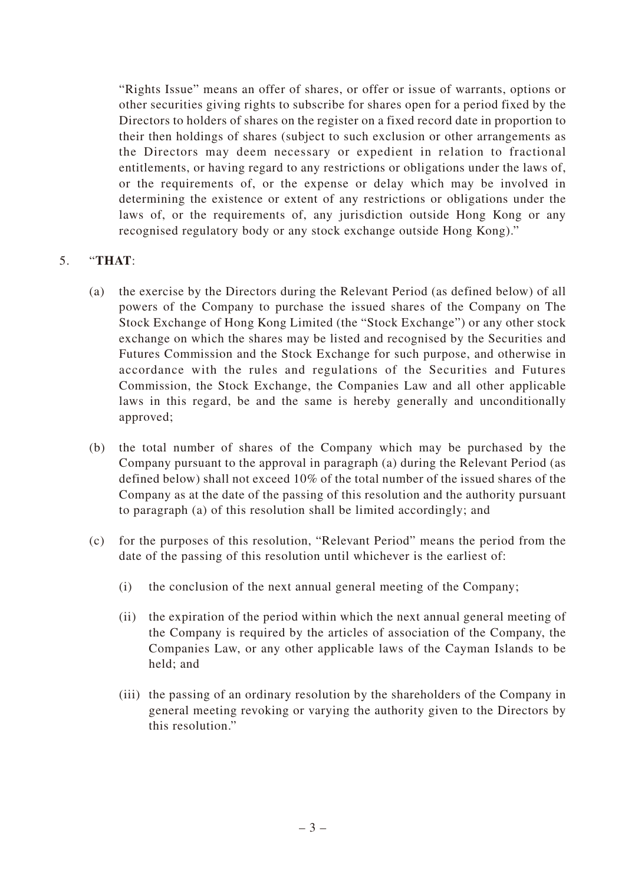"Rights Issue" means an offer of shares, or offer or issue of warrants, options or other securities giving rights to subscribe for shares open for a period fixed by the Directors to holders of shares on the register on a fixed record date in proportion to their then holdings of shares (subject to such exclusion or other arrangements as the Directors may deem necessary or expedient in relation to fractional entitlements, or having regard to any restrictions or obligations under the laws of, or the requirements of, or the expense or delay which may be involved in determining the existence or extent of any restrictions or obligations under the laws of, or the requirements of, any jurisdiction outside Hong Kong or any recognised regulatory body or any stock exchange outside Hong Kong)."

5. "**THAT**:

   (a) the exercise by the Directors during the Relevant Period (as defined below) of all powers of the Company to purchase the issued shares of the Company on The Stock Exchange of Hong Kong Limited (the "Stock Exchange") or any other stock exchange on which the shares may be listed and recognised by the Securities and Futures Commission and the Stock Exchange for such purpose, and otherwise in accordance with the rules and regulations of the Securities and Futures Commission, the Stock Exchange, the Companies Law and all other applicable laws in this regard, be and the same is hereby generally and unconditionally approved;

   (b) the total number of shares of the Company which may be purchased by the Company pursuant to the approval in paragraph (a) during the Relevant Period (as defined below) shall not exceed 10% of the total number of the issued shares of the Company as at the date of the passing of this resolution and the authority pursuant to paragraph (a) of this resolution shall be limited accordingly; and

   (c) for the purposes of this resolution, "Relevant Period" means the period from the date of the passing of this resolution until whichever is the earliest of:

      (i) the conclusion of the next annual general meeting of the Company;

      (ii) the expiration of the period within which the next annual general meeting of the Company is required by the articles of association of the Company, the Companies Law, or any other applicable laws of the Cayman Islands to be held; and

      (iii) the passing of an ordinary resolution by the shareholders of the Company in general meeting revoking or varying the authority given to the Directors by this resolution."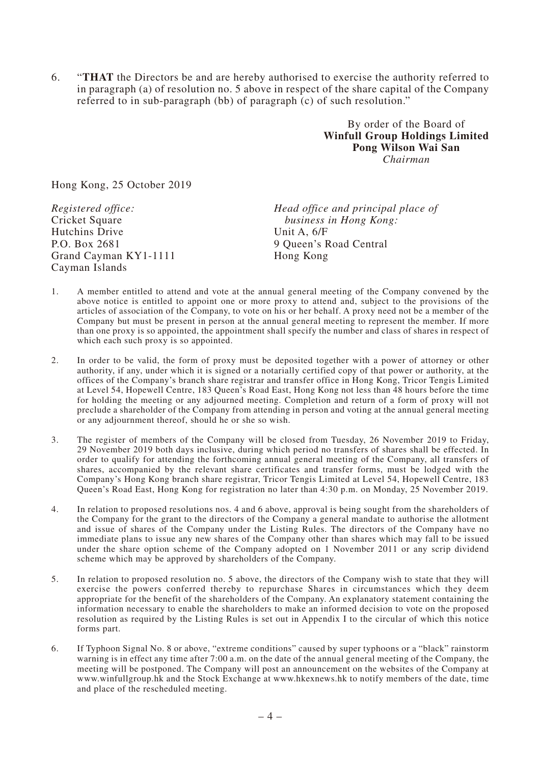6. "**THAT** the Directors be and are hereby authorised to exercise the authority referred to in paragraph (a) of resolution no. 5 above in respect of the share capital of the Company referred to in sub-paragraph (bb) of paragraph (c) of such resolution."

By order of the Board of
**Winfull Group Holdings Limited**
**Pong Wilson Wai San**
*Chairman*

Hong Kong, 25 October 2019

*Registered office:*
Cricket Square
Hutchins Drive
P.O. Box 2681
Grand Cayman KY1-1111
Cayman Islands

*Head office and principal place of business in Hong Kong:*
Unit A, 6/F
9 Queen's Road Central
Hong Kong

1. A member entitled to attend and vote at the annual general meeting of the Company convened by the above notice is entitled to appoint one or more proxy to attend and, subject to the provisions of the articles of association of the Company, to vote on his or her behalf. A proxy need not be a member of the Company but must be present in person at the annual general meeting to represent the member. If more than one proxy is so appointed, the appointment shall specify the number and class of shares in respect of which each such proxy is so appointed.

2. In order to be valid, the form of proxy must be deposited together with a power of attorney or other authority, if any, under which it is signed or a notarially certified copy of that power or authority, at the offices of the Company's branch share registrar and transfer office in Hong Kong, Tricor Tengis Limited at Level 54, Hopewell Centre, 183 Queen's Road East, Hong Kong not less than 48 hours before the time for holding the meeting or any adjourned meeting. Completion and return of a form of proxy will not preclude a shareholder of the Company from attending in person and voting at the annual general meeting or any adjournment thereof, should he or she so wish.

3. The register of members of the Company will be closed from Tuesday, 26 November 2019 to Friday, 29 November 2019 both days inclusive, during which period no transfers of shares shall be effected. In order to qualify for attending the forthcoming annual general meeting of the Company, all transfers of shares, accompanied by the relevant share certificates and transfer forms, must be lodged with the Company's Hong Kong branch share registrar, Tricor Tengis Limited at Level 54, Hopewell Centre, 183 Queen's Road East, Hong Kong for registration no later than 4:30 p.m. on Monday, 25 November 2019.

4. In relation to proposed resolutions nos. 4 and 6 above, approval is being sought from the shareholders of the Company for the grant to the directors of the Company a general mandate to authorise the allotment and issue of shares of the Company under the Listing Rules. The directors of the Company have no immediate plans to issue any new shares of the Company other than shares which may fall to be issued under the share option scheme of the Company adopted on 1 November 2011 or any scrip dividend scheme which may be approved by shareholders of the Company.

5. In relation to proposed resolution no. 5 above, the directors of the Company wish to state that they will exercise the powers conferred thereby to repurchase Shares in circumstances which they deem appropriate for the benefit of the shareholders of the Company. An explanatory statement containing the information necessary to enable the shareholders to make an informed decision to vote on the proposed resolution as required by the Listing Rules is set out in Appendix I to the circular of which this notice forms part.

6. If Typhoon Signal No. 8 or above, "extreme conditions" caused by super typhoons or a "black" rainstorm warning is in effect any time after 7:00 a.m. on the date of the annual general meeting of the Company, the meeting will be postponed. The Company will post an announcement on the websites of the Company at www.winfullgroup.hk and the Stock Exchange at www.hkexnews.hk to notify members of the date, time and place of the rescheduled meeting.